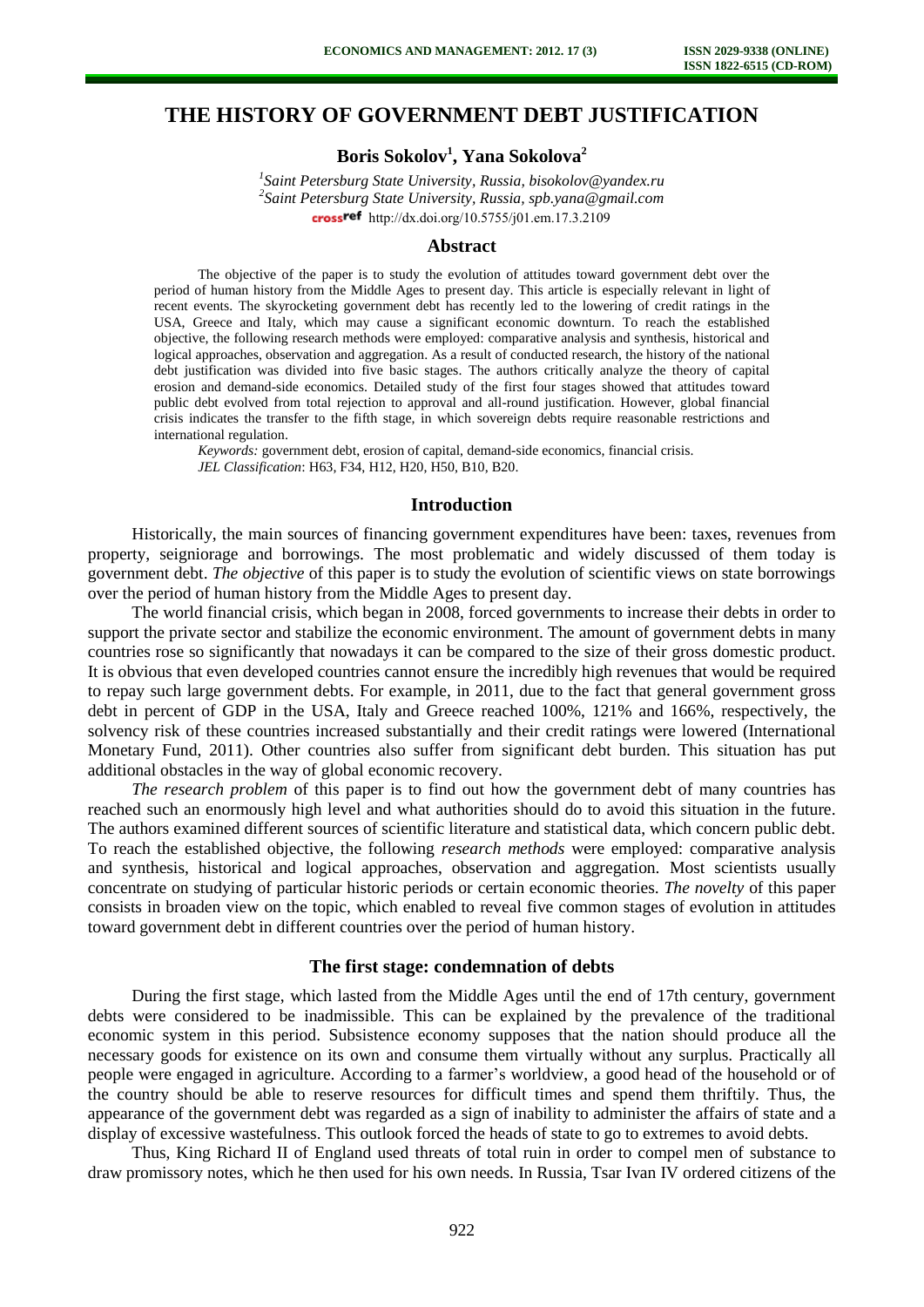# THE HISTORY OF GOVERNMENT DEBT JUSTIFICATION

**Boris Sokolov[1], Yana Sokolova[2]**

[1]*Saint Petersburg State University, Russia, bisokolov@yandex.ru*
[2]*Saint Petersburg State University, Russia, spb.yana@gmail.com*
http://dx.doi.org/10.5755/j01.em.17.3.2109

## Abstract

The objective of the paper is to study the evolution of attitudes toward government debt over the period of human history from the Middle Ages to present day. This article is especially relevant in light of recent events. The skyrocketing government debt has recently led to the lowering of credit ratings in the USA, Greece and Italy, which may cause a significant economic downturn. To reach the established objective, the following research methods were employed: comparative analysis and synthesis, historical and logical approaches, observation and aggregation. As a result of conducted research, the history of the national debt justification was divided into five basic stages. The authors critically analyze the theory of capital erosion and demand-side economics. Detailed study of the first four stages showed that attitudes toward public debt evolved from total rejection to approval and all-round justification. However, global financial crisis indicates the transfer to the fifth stage, in which sovereign debts require reasonable restrictions and international regulation.

*Keywords:* government debt, erosion of capital, demand-side economics, financial crisis.
*JEL Classification*: H63, F34, H12, H20, H50, B10, B20.

## Introduction

Historically, the main sources of financing government expenditures have been: taxes, revenues from property, seigniorage and borrowings. The most problematic and widely discussed of them today is government debt. *The objective* of this paper is to study the evolution of scientific views on state borrowings over the period of human history from the Middle Ages to present day.

The world financial crisis, which began in 2008, forced governments to increase their debts in order to support the private sector and stabilize the economic environment. The amount of government debts in many countries rose so significantly that nowadays it can be compared to the size of their gross domestic product. It is obvious that even developed countries cannot ensure the incredibly high revenues that would be required to repay such large government debts. For example, in 2011, due to the fact that general government gross debt in percent of GDP in the USA, Italy and Greece reached 100%, 121% and 166%, respectively, the solvency risk of these countries increased substantially and their credit ratings were lowered (International Monetary Fund, 2011). Other countries also suffer from significant debt burden. This situation has put additional obstacles in the way of global economic recovery.

*The research problem* of this paper is to find out how the government debt of many countries has reached such an enormously high level and what authorities should do to avoid this situation in the future. The authors examined different sources of scientific literature and statistical data, which concern public debt. To reach the established objective, the following *research methods* were employed: comparative analysis and synthesis, historical and logical approaches, observation and aggregation. Most scientists usually concentrate on studying of particular historic periods or certain economic theories. *The novelty* of this paper consists in broaden view on the topic, which enabled to reveal five common stages of evolution in attitudes toward government debt in different countries over the period of human history.

## The first stage: condemnation of debts

During the first stage, which lasted from the Middle Ages until the end of 17th century, government debts were considered to be inadmissible. This can be explained by the prevalence of the traditional economic system in this period. Subsistence economy supposes that the nation should produce all the necessary goods for existence on its own and consume them virtually without any surplus. Practically all people were engaged in agriculture. According to a farmer's worldview, a good head of the household or of the country should be able to reserve resources for difficult times and spend them thriftily. Thus, the appearance of the government debt was regarded as a sign of inability to administer the affairs of state and a display of excessive wastefulness. This outlook forced the heads of state to go to extremes to avoid debts.

Thus, King Richard II of England used threats of total ruin in order to compel men of substance to draw promissory notes, which he then used for his own needs. In Russia, Tsar Ivan IV ordered citizens of the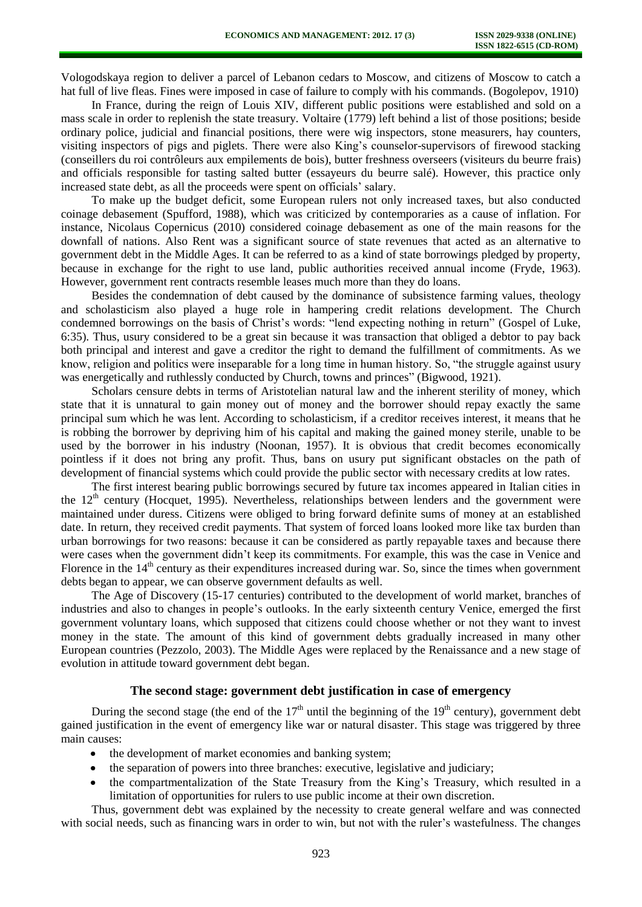Vologodskaya region to deliver a parcel of Lebanon cedars to Moscow, and citizens of Moscow to catch a hat full of live fleas. Fines were imposed in case of failure to comply with his commands. (Bogolepov, 1910)

In France, during the reign of Louis XIV, different public positions were established and sold on a mass scale in order to replenish the state treasury. Voltaire (1779) left behind a list of those positions; beside ordinary police, judicial and financial positions, there were wig inspectors, stone measurers, hay counters, visiting inspectors of pigs and piglets. There were also King's counselor-supervisors of firewood stacking (conseillers du roi contrôleurs aux empilements de bois), butter freshness overseers (visiteurs du beurre frais) and officials responsible for tasting salted butter (essayeurs du beurre salé). However, this practice only increased state debt, as all the proceeds were spent on officials' salary.

To make up the budget deficit, some European rulers not only increased taxes, but also conducted coinage debasement (Spufford, 1988), which was criticized by contemporaries as a cause of inflation. For instance, Nicolaus Copernicus (2010) considered coinage debasement as one of the main reasons for the downfall of nations. Also Rent was a significant source of state revenues that acted as an alternative to government debt in the Middle Ages. It can be referred to as a kind of state borrowings pledged by property, because in exchange for the right to use land, public authorities received annual income (Fryde, 1963). However, government rent contracts resemble leases much more than they do loans.

Besides the condemnation of debt caused by the dominance of subsistence farming values, theology and scholasticism also played a huge role in hampering credit relations development. The Church condemned borrowings on the basis of Christ's words: "lend expecting nothing in return" (Gospel of Luke, 6:35). Thus, usury considered to be a great sin because it was transaction that obliged a debtor to pay back both principal and interest and gave a creditor the right to demand the fulfillment of commitments. As we know, religion and politics were inseparable for a long time in human history. So, "the struggle against usury was energetically and ruthlessly conducted by Church, towns and princes" (Bigwood, 1921).

Scholars censure debts in terms of Aristotelian natural law and the inherent sterility of money, which state that it is unnatural to gain money out of money and the borrower should repay exactly the same principal sum which he was lent. According to scholasticism, if a creditor receives interest, it means that he is robbing the borrower by depriving him of his capital and making the gained money sterile, unable to be used by the borrower in his industry (Noonan, 1957). It is obvious that credit becomes economically pointless if it does not bring any profit. Thus, bans on usury put significant obstacles on the path of development of financial systems which could provide the public sector with necessary credits at low rates.

The first interest bearing public borrowings secured by future tax incomes appeared in Italian cities in the 12th century (Hocquet, 1995). Nevertheless, relationships between lenders and the government were maintained under duress. Citizens were obliged to bring forward definite sums of money at an established date. In return, they received credit payments. That system of forced loans looked more like tax burden than urban borrowings for two reasons: because it can be considered as partly repayable taxes and because there were cases when the government didn't keep its commitments. For example, this was the case in Venice and Florence in the 14th century as their expenditures increased during war. So, since the times when government debts began to appear, we can observe government defaults as well.

The Age of Discovery (15-17 centuries) contributed to the development of world market, branches of industries and also to changes in people's outlooks. In the early sixteenth century Venice, emerged the first government voluntary loans, which supposed that citizens could choose whether or not they want to invest money in the state. The amount of this kind of government debts gradually increased in many other European countries (Pezzolo, 2003). The Middle Ages were replaced by the Renaissance and a new stage of evolution in attitude toward government debt began.

## The second stage: government debt justification in case of emergency

During the second stage (the end of the 17th until the beginning of the 19th century), government debt gained justification in the event of emergency like war or natural disaster. This stage was triggered by three main causes:

- the development of market economies and banking system;
- the separation of powers into three branches: executive, legislative and judiciary;
- the compartmentalization of the State Treasury from the King's Treasury, which resulted in a limitation of opportunities for rulers to use public income at their own discretion.

Thus, government debt was explained by the necessity to create general welfare and was connected with social needs, such as financing wars in order to win, but not with the ruler's wastefulness. The changes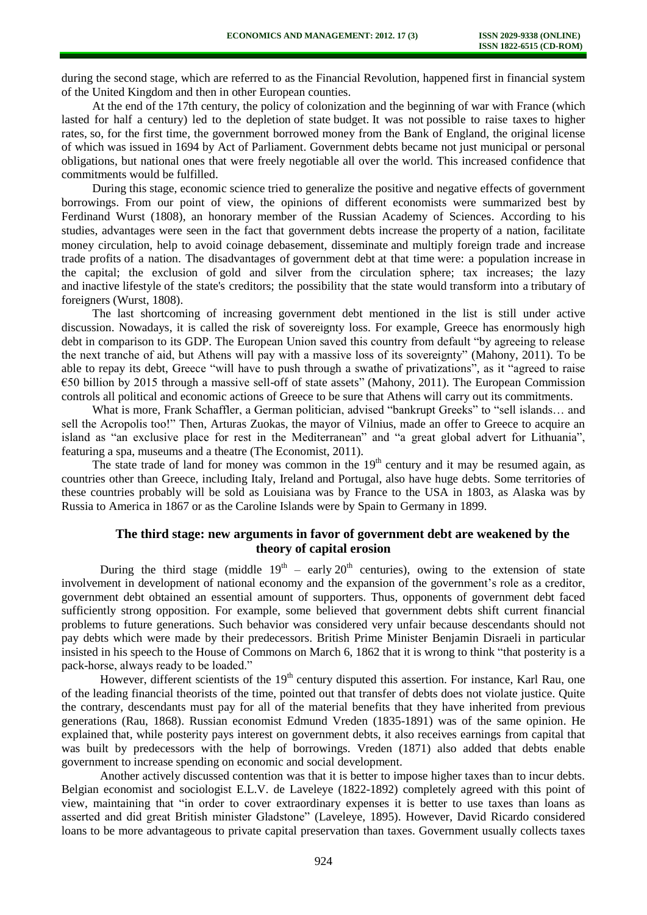during the second stage, which are referred to as the Financial Revolution, happened first in financial system of the United Kingdom and then in other European counties.

At the end of the 17th century, the policy of colonization and the beginning of war with France (which lasted for half a century) led to the depletion of state budget. It was not possible to raise taxes to higher rates, so, for the first time, the government borrowed money from the Bank of England, the original license of which was issued in 1694 by Act of Parliament. Government debts became not just municipal or personal obligations, but national ones that were freely negotiable all over the world. This increased confidence that commitments would be fulfilled.

During this stage, economic science tried to generalize the positive and negative effects of government borrowings. From our point of view, the opinions of different economists were summarized best by Ferdinand Wurst (1808), an honorary member of the Russian Academy of Sciences. According to his studies, advantages were seen in the fact that government debts increase the property of a nation, facilitate money circulation, help to avoid coinage debasement, disseminate and multiply foreign trade and increase trade profits of a nation. The disadvantages of government debt at that time were: a population increase in the capital; the exclusion of gold and silver from the circulation sphere; tax increases; the lazy and inactive lifestyle of the state's creditors; the possibility that the state would transform into a tributary of foreigners (Wurst, 1808).

The last shortcoming of increasing government debt mentioned in the list is still under active discussion. Nowadays, it is called the risk of sovereignty loss. For example, Greece has enormously high debt in comparison to its GDP. The European Union saved this country from default "by agreeing to release the next tranche of aid, but Athens will pay with a massive loss of its sovereignty" (Mahony, 2011). To be able to repay its debt, Greece "will have to push through a swathe of privatizations", as it "agreed to raise €50 billion by 2015 through a massive sell-off of state assets" (Mahony, 2011). The European Commission controls all political and economic actions of Greece to be sure that Athens will carry out its commitments.

What is more, Frank Schaffler, a German politician, advised "bankrupt Greeks" to "sell islands… and sell the Acropolis too!" Then, Arturas Zuokas, the mayor of Vilnius, made an offer to Greece to acquire an island as "an exclusive place for rest in the Mediterranean" and "a great global advert for Lithuania", featuring a spa, museums and a theatre (The Economist, 2011).

The state trade of land for money was common in the 19th century and it may be resumed again, as countries other than Greece, including Italy, Ireland and Portugal, also have huge debts. Some territories of these countries probably will be sold as Louisiana was by France to the USA in 1803, as Alaska was by Russia to America in 1867 or as the Caroline Islands were by Spain to Germany in 1899.

## The third stage: new arguments in favor of government debt are weakened by the theory of capital erosion

During the third stage (middle 19th – early 20th centuries), owing to the extension of state involvement in development of national economy and the expansion of the government's role as a creditor, government debt obtained an essential amount of supporters. Thus, opponents of government debt faced sufficiently strong opposition. For example, some believed that government debts shift current financial problems to future generations. Such behavior was considered very unfair because descendants should not pay debts which were made by their predecessors. British Prime Minister Benjamin Disraeli in particular insisted in his speech to the House of Commons on March 6, 1862 that it is wrong to think "that posterity is a pack-horse, always ready to be loaded."

However, different scientists of the 19th century disputed this assertion. For instance, Karl Rau, one of the leading financial theorists of the time, pointed out that transfer of debts does not violate justice. Quite the contrary, descendants must pay for all of the material benefits that they have inherited from previous generations (Rau, 1868). Russian economist Edmund Vreden (1835-1891) was of the same opinion. He explained that, while posterity pays interest on government debts, it also receives earnings from capital that was built by predecessors with the help of borrowings. Vreden (1871) also added that debts enable government to increase spending on economic and social development.

Another actively discussed contention was that it is better to impose higher taxes than to incur debts. Belgian economist and sociologist E.L.V. de Laveleye (1822-1892) completely agreed with this point of view, maintaining that "in order to cover extraordinary expenses it is better to use taxes than loans as asserted and did great British minister Gladstone" (Laveleye, 1895). However, David Ricardo considered loans to be more advantageous to private capital preservation than taxes. Government usually collects taxes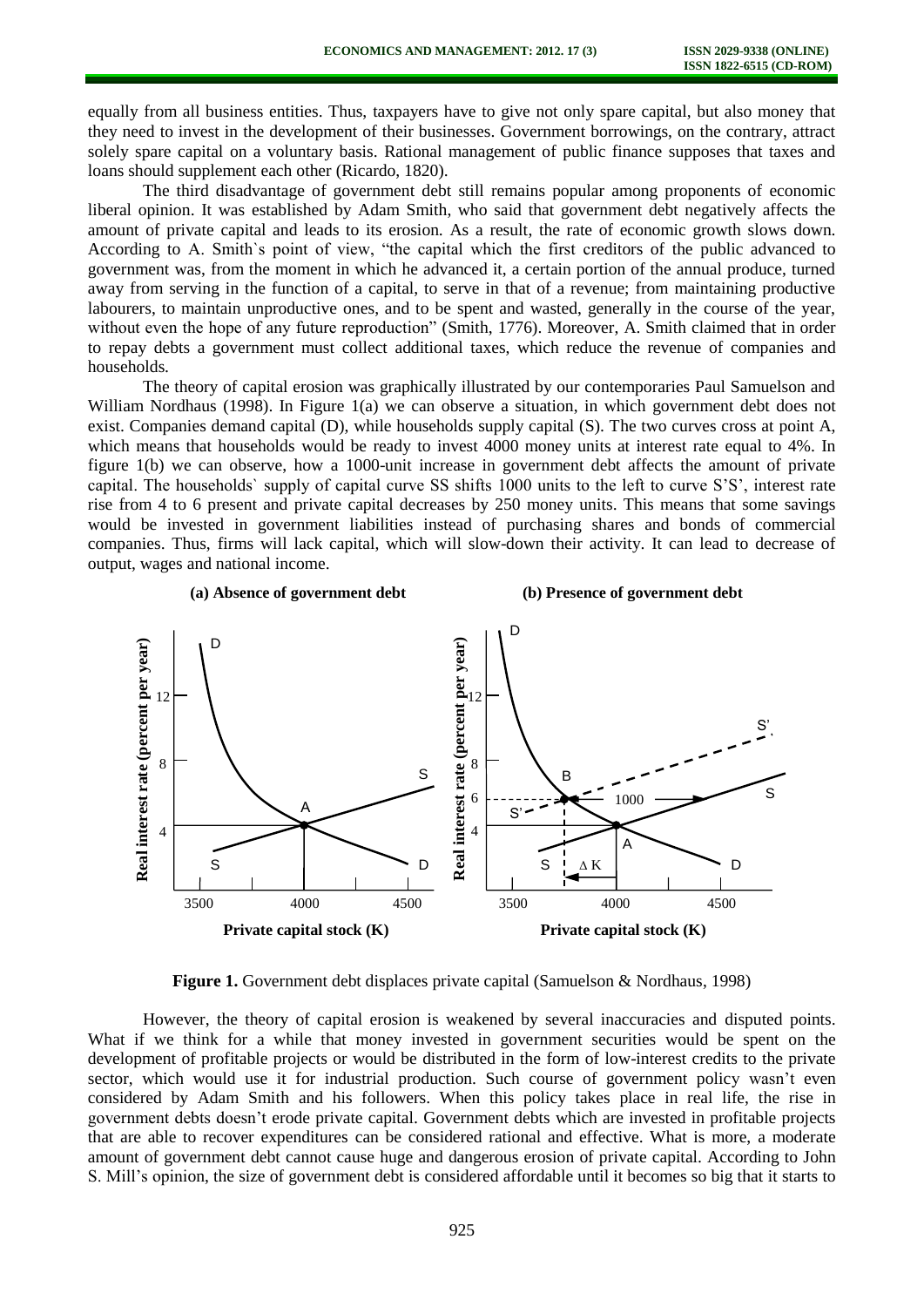equally from all business entities. Thus, taxpayers have to give not only spare capital, but also money that they need to invest in the development of their businesses. Government borrowings, on the contrary, attract solely spare capital on a voluntary basis. Rational management of public finance supposes that taxes and loans should supplement each other (Ricardo, 1820).

The third disadvantage of government debt still remains popular among proponents of economic liberal opinion. It was established by Adam Smith, who said that government debt negatively affects the amount of private capital and leads to its erosion. As a result, the rate of economic growth slows down. According to A. Smith`s point of view, "the capital which the first creditors of the public advanced to government was, from the moment in which he advanced it, a certain portion of the annual produce, turned away from serving in the function of a capital, to serve in that of a revenue; from maintaining productive labourers, to maintain unproductive ones, and to be spent and wasted, generally in the course of the year, without even the hope of any future reproduction" (Smith, 1776). Moreover, A. Smith claimed that in order to repay debts a government must collect additional taxes, which reduce the revenue of companies and households.

The theory of capital erosion was graphically illustrated by our contemporaries Paul Samuelson and William Nordhaus (1998). In Figure 1(a) we can observe a situation, in which government debt does not exist. Companies demand capital (D), while households supply capital (S). The two curves cross at point A, which means that households would be ready to invest 4000 money units at interest rate equal to 4%. In figure 1(b) we can observe, how a 1000-unit increase in government debt affects the amount of private capital. The households` supply of capital curve SS shifts 1000 units to the left to curve S'S', interest rate rise from 4 to 6 present and private capital decreases by 250 money units. This means that some savings would be invested in government liabilities instead of purchasing shares and bonds of commercial companies. Thus, firms will lack capital, which will slow-down their activity. It can lead to decrease of output, wages and national income.

**Figure 1.** Government debt displaces private capital (Samuelson & Nordhaus, 1998)

However, the theory of capital erosion is weakened by several inaccuracies and disputed points. What if we think for a while that money invested in government securities would be spent on the development of profitable projects or would be distributed in the form of low-interest credits to the private sector, which would use it for industrial production. Such course of government policy wasn't even considered by Adam Smith and his followers. When this policy takes place in real life, the rise in government debts doesn't erode private capital. Government debts which are invested in profitable projects that are able to recover expenditures can be considered rational and effective. What is more, a moderate amount of government debt cannot cause huge and dangerous erosion of private capital. According to John S. Mill's opinion, the size of government debt is considered affordable until it becomes so big that it starts to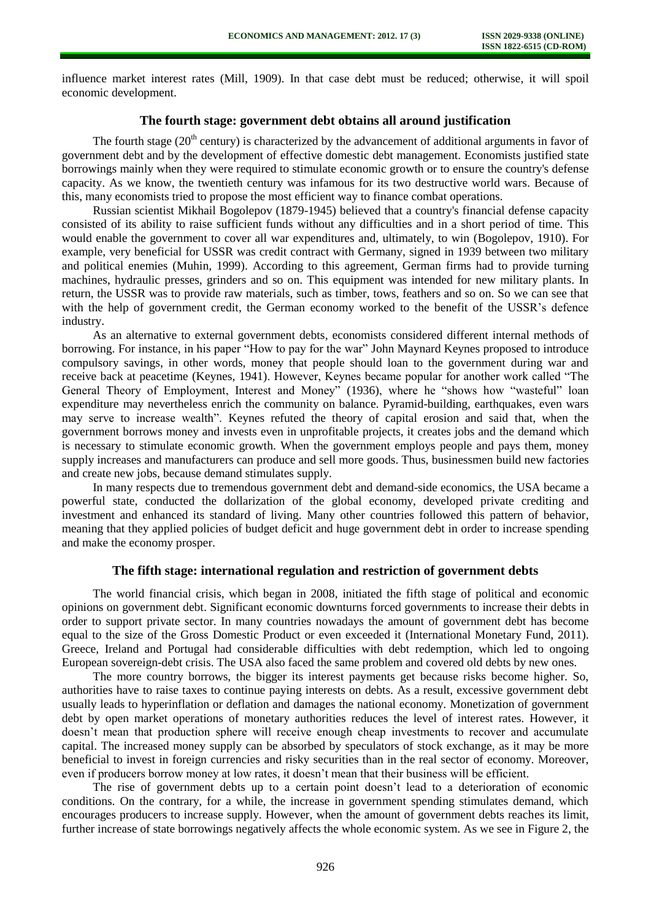influence market interest rates (Mill, 1909). In that case debt must be reduced; otherwise, it will spoil economic development.

## The fourth stage: government debt obtains all around justification

The fourth stage (20$^{th}$ century) is characterized by the advancement of additional arguments in favor of government debt and by the development of effective domestic debt management. Economists justified state borrowings mainly when they were required to stimulate economic growth or to ensure the country's defense capacity. As we know, the twentieth century was infamous for its two destructive world wars. Because of this, many economists tried to propose the most efficient way to finance combat operations.

Russian scientist Mikhail Bogolepov (1879-1945) believed that a country's financial defense capacity consisted of its ability to raise sufficient funds without any difficulties and in a short period of time. This would enable the government to cover all war expenditures and, ultimately, to win (Bogolepov, 1910). For example, very beneficial for USSR was credit contract with Germany, signed in 1939 between two military and political enemies (Muhin, 1999). According to this agreement, German firms had to provide turning machines, hydraulic presses, grinders and so on. This equipment was intended for new military plants. In return, the USSR was to provide raw materials, such as timber, tows, feathers and so on. So we can see that with the help of government credit, the German economy worked to the benefit of the USSR's defence industry.

As an alternative to external government debts, economists considered different internal methods of borrowing. For instance, in his paper "How to pay for the war" John Maynard Keynes proposed to introduce compulsory savings, in other words, money that people should loan to the government during war and receive back at peacetime (Keynes, 1941). However, Keynes became popular for another work called "The General Theory of Employment, Interest and Money" (1936), where he "shows how "wasteful" loan expenditure may nevertheless enrich the community on balance. Pyramid-building, earthquakes, even wars may serve to increase wealth". Keynes refuted the theory of capital erosion and said that, when the government borrows money and invests even in unprofitable projects, it creates jobs and the demand which is necessary to stimulate economic growth. When the government employs people and pays them, money supply increases and manufacturers can produce and sell more goods. Thus, businessmen build new factories and create new jobs, because demand stimulates supply.

In many respects due to tremendous government debt and demand-side economics, the USA became a powerful state, conducted the dollarization of the global economy, developed private crediting and investment and enhanced its standard of living. Many other countries followed this pattern of behavior, meaning that they applied policies of budget deficit and huge government debt in order to increase spending and make the economy prosper.

## The fifth stage: international regulation and restriction of government debts

The world financial crisis, which began in 2008, initiated the fifth stage of political and economic opinions on government debt. Significant economic downturns forced governments to increase their debts in order to support private sector. In many countries nowadays the amount of government debt has become equal to the size of the Gross Domestic Product or even exceeded it (International Monetary Fund, 2011). Greece, Ireland and Portugal had considerable difficulties with debt redemption, which led to ongoing European sovereign-debt crisis. The USA also faced the same problem and covered old debts by new ones.

The more country borrows, the bigger its interest payments get because risks become higher. So, authorities have to raise taxes to continue paying interests on debts. As a result, excessive government debt usually leads to hyperinflation or deflation and damages the national economy. Monetization of government debt by open market operations of monetary authorities reduces the level of interest rates. However, it doesn't mean that production sphere will receive enough cheap investments to recover and accumulate capital. The increased money supply can be absorbed by speculators of stock exchange, as it may be more beneficial to invest in foreign currencies and risky securities than in the real sector of economy. Moreover, even if producers borrow money at low rates, it doesn't mean that their business will be efficient.

The rise of government debts up to a certain point doesn't lead to a deterioration of economic conditions. On the contrary, for a while, the increase in government spending stimulates demand, which encourages producers to increase supply. However, when the amount of government debts reaches its limit, further increase of state borrowings negatively affects the whole economic system. As we see in Figure 2, the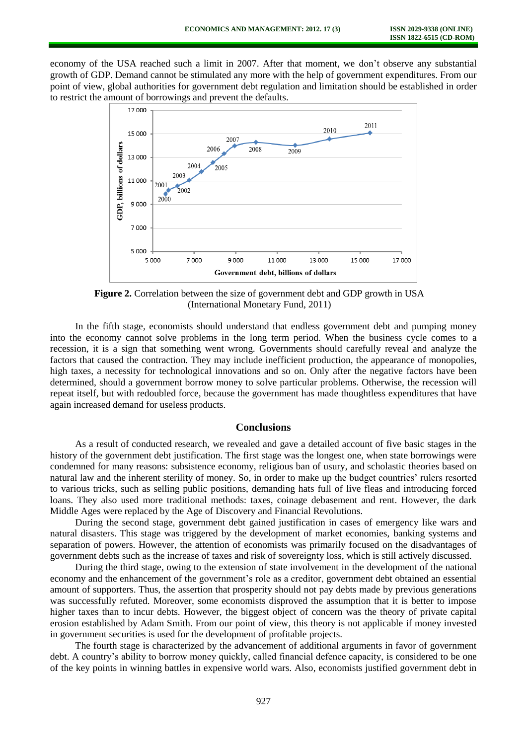economy of the USA reached such a limit in 2007. After that moment, we don't observe any substantial growth of GDP. Demand cannot be stimulated any more with the help of government expenditures. From our point of view, global authorities for government debt regulation and limitation should be established in order to restrict the amount of borrowings and prevent the defaults.

**Figure 2.** Correlation between the size of government debt and GDP growth in USA (International Monetary Fund, 2011)

In the fifth stage, economists should understand that endless government debt and pumping money into the economy cannot solve problems in the long term period. When the business cycle comes to a recession, it is a sign that something went wrong. Governments should carefully reveal and analyze the factors that caused the contraction. They may include inefficient production, the appearance of monopolies, high taxes, a necessity for technological innovations and so on. Only after the negative factors have been determined, should a government borrow money to solve particular problems. Otherwise, the recession will repeat itself, but with redoubled force, because the government has made thoughtless expenditures that have again increased demand for useless products.

## Conclusions

As a result of conducted research, we revealed and gave a detailed account of five basic stages in the history of the government debt justification. The first stage was the longest one, when state borrowings were condemned for many reasons: subsistence economy, religious ban of usury, and scholastic theories based on natural law and the inherent sterility of money. So, in order to make up the budget countries' rulers resorted to various tricks, such as selling public positions, demanding hats full of live fleas and introducing forced loans. They also used more traditional methods: taxes, coinage debasement and rent. However, the dark Middle Ages were replaced by the Age of Discovery and Financial Revolutions.

During the second stage, government debt gained justification in cases of emergency like wars and natural disasters. This stage was triggered by the development of market economies, banking systems and separation of powers. However, the attention of economists was primarily focused on the disadvantages of government debts such as the increase of taxes and risk of sovereignty loss, which is still actively discussed.

During the third stage, owing to the extension of state involvement in the development of the national economy and the enhancement of the government's role as a creditor, government debt obtained an essential amount of supporters. Thus, the assertion that prosperity should not pay debts made by previous generations was successfully refuted. Moreover, some economists disproved the assumption that it is better to impose higher taxes than to incur debts. However, the biggest object of concern was the theory of private capital erosion established by Adam Smith. From our point of view, this theory is not applicable if money invested in government securities is used for the development of profitable projects.

The fourth stage is characterized by the advancement of additional arguments in favor of government debt. A country's ability to borrow money quickly, called financial defence capacity, is considered to be one of the key points in winning battles in expensive world wars. Also, economists justified government debt in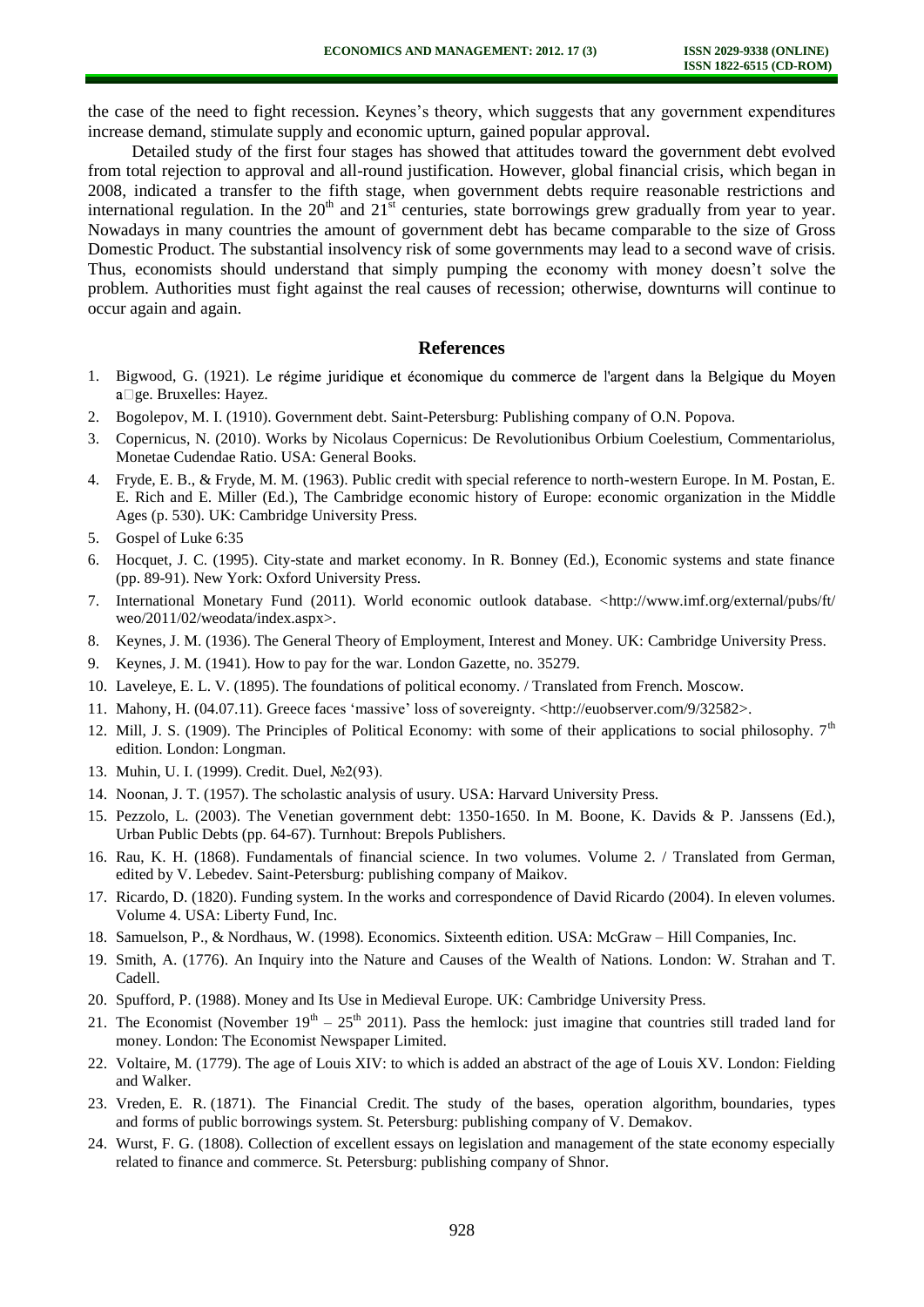the case of the need to fight recession. Keynes's theory, which suggests that any government expenditures increase demand, stimulate supply and economic upturn, gained popular approval.

Detailed study of the first four stages has showed that attitudes toward the government debt evolved from total rejection to approval and all-round justification. However, global financial crisis, which began in 2008, indicated a transfer to the fifth stage, when government debts require reasonable restrictions and international regulation. In the 20th and 21st centuries, state borrowings grew gradually from year to year. Nowadays in many countries the amount of government debt has became comparable to the size of Gross Domestic Product. The substantial insolvency risk of some governments may lead to a second wave of crisis. Thus, economists should understand that simply pumping the economy with money doesn't solve the problem. Authorities must fight against the real causes of recession; otherwise, downturns will continue to occur again and again.

## References

1. Bigwood, G. (1921). Le régime juridique et économique du commerce de l'argent dans la Belgique du Moyen a□ge. Bruxelles: Hayez.
2. Bogolepov, M. I. (1910). Government debt. Saint-Petersburg: Publishing company of O.N. Popova.
3. Copernicus, N. (2010). Works by Nicolaus Copernicus: De Revolutionibus Orbium Coelestium, Commentariolus, Monetae Cudendae Ratio. USA: General Books.
4. Fryde, E. B., & Fryde, M. M. (1963). Public credit with special reference to north-western Europe. In M. Postan, E. E. Rich and E. Miller (Ed.), The Cambridge economic history of Europe: economic organization in the Middle Ages (p. 530). UK: Cambridge University Press.
5. Gospel of Luke 6:35
6. Hocquet, J. C. (1995). City-state and market economy. In R. Bonney (Ed.), Economic systems and state finance (pp. 89-91). New York: Oxford University Press.
7. International Monetary Fund (2011). World economic outlook database. <http://www.imf.org/external/pubs/ft/weo/2011/02/weodata/index.aspx>.
8. Keynes, J. M. (1936). The General Theory of Employment, Interest and Money. UK: Cambridge University Press.
9. Keynes, J. M. (1941). How to pay for the war. London Gazette, no. 35279.
10. Laveleye, E. L. V. (1895). The foundations of political economy. / Translated from French. Moscow.
11. Mahony, H. (04.07.11). Greece faces 'massive' loss of sovereignty. <http://euobserver.com/9/32582>.
12. Mill, J. S. (1909). The Principles of Political Economy: with some of their applications to social philosophy. 7th edition. London: Longman.
13. Muhin, U. I. (1999). Credit. Duel, №2(93).
14. Noonan, J. T. (1957). The scholastic analysis of usury. USA: Harvard University Press.
15. Pezzolo, L. (2003). The Venetian government debt: 1350-1650. In M. Boone, K. Davids & P. Janssens (Ed.), Urban Public Debts (pp. 64-67). Turnhout: Brepols Publishers.
16. Rau, K. H. (1868). Fundamentals of financial science. In two volumes. Volume 2. / Translated from German, edited by V. Lebedev. Saint-Petersburg: publishing company of Maikov.
17. Ricardo, D. (1820). Funding system. In the works and correspondence of David Ricardo (2004). In eleven volumes. Volume 4. USA: Liberty Fund, Inc.
18. Samuelson, P., & Nordhaus, W. (1998). Economics. Sixteenth edition. USA: McGraw – Hill Companies, Inc.
19. Smith, A. (1776). An Inquiry into the Nature and Causes of the Wealth of Nations. London: W. Strahan and T. Cadell.
20. Spufford, P. (1988). Money and Its Use in Medieval Europe. UK: Cambridge University Press.
21. The Economist (November 19th – 25th 2011). Pass the hemlock: just imagine that countries still traded land for money. London: The Economist Newspaper Limited.
22. Voltaire, M. (1779). The age of Louis XIV: to which is added an abstract of the age of Louis XV. London: Fielding and Walker.
23. Vreden, E. R. (1871). The Financial Credit. The study of the bases, operation algorithm, boundaries, types and forms of public borrowings system. St. Petersburg: publishing company of V. Demakov.
24. Wurst, F. G. (1808). Collection of excellent essays on legislation and management of the state economy especially related to finance and commerce. St. Petersburg: publishing company of Shnor.